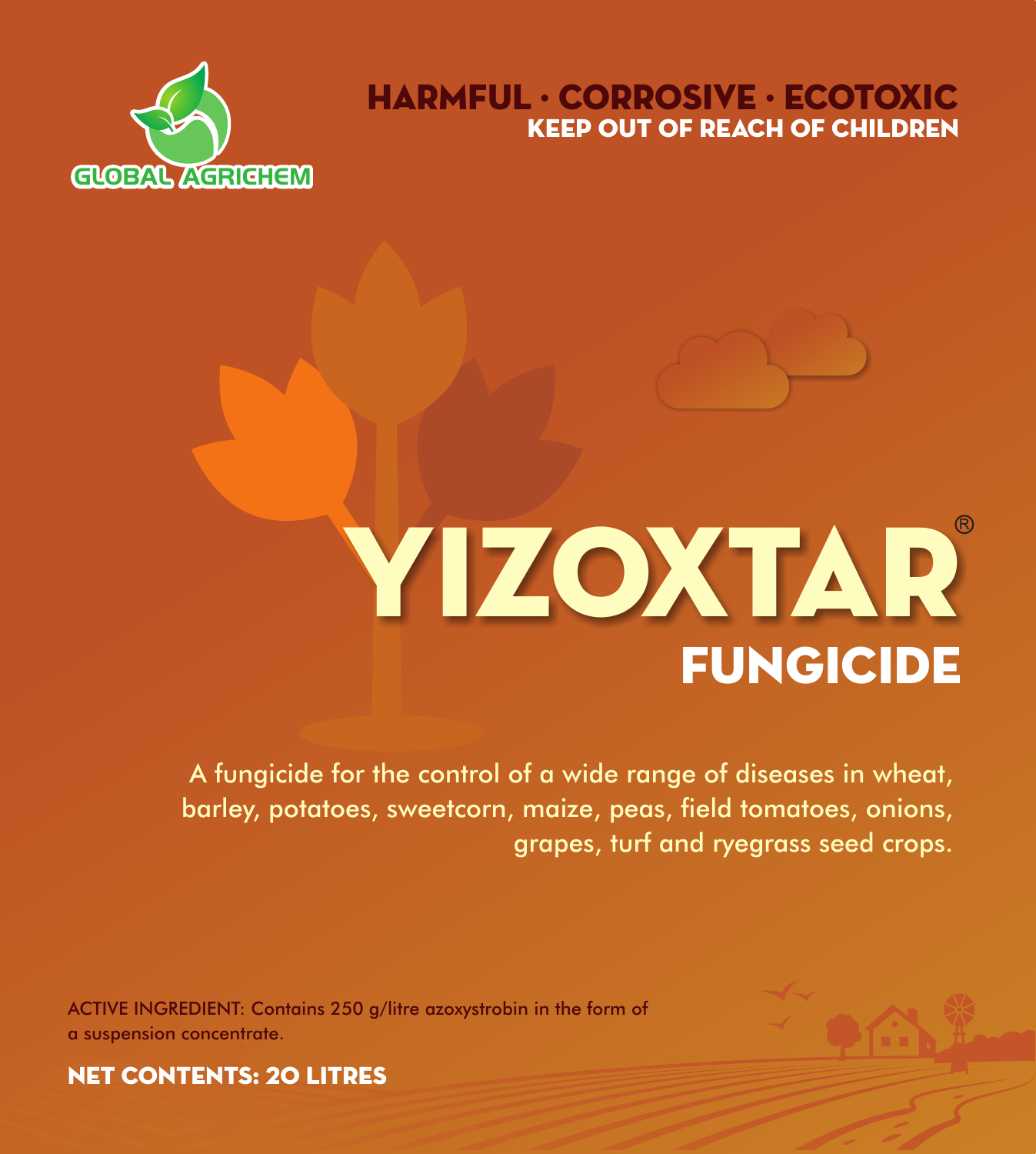GLOBAL AGRICHEM

**HARMFUL · CORROSIVE · ECOTOXIC**
**KEEP OUT OF REACH OF CHILDREN**

# YIZOXTAR®

## FUNGICIDE

A fungicide for the control of a wide range of diseases in wheat, barley, potatoes, sweetcorn, maize, peas, field tomatoes, onions, grapes, turf and ryegrass seed crops.

ACTIVE INGREDIENT: Contains 250 g/litre azoxystrobin in the form of a suspension concentrate.

**NET CONTENTS: 20 LITRES**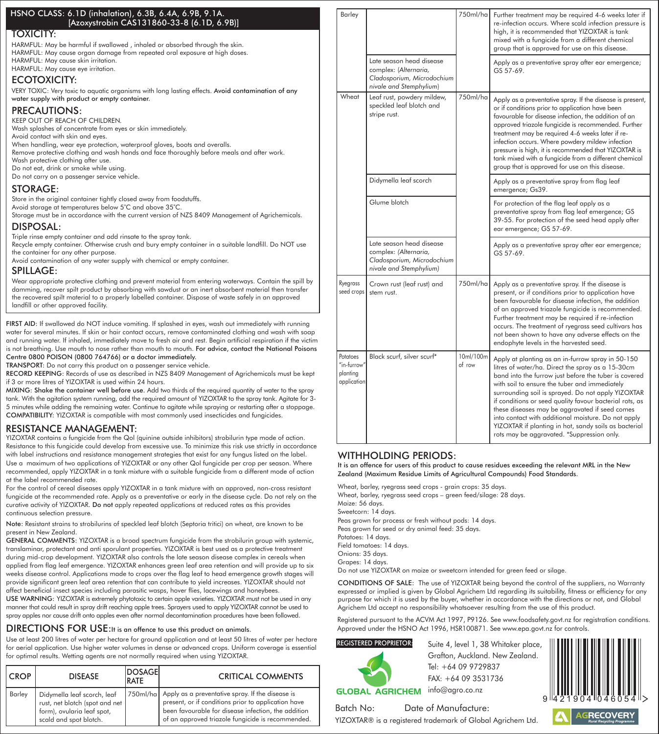HSNO CLASS: 6.1D (inhalation), 6.3B, 6.4A, 6.9B, 9.1A.
[Azoxystrobin CAS131860-33-8 (6.1D, 6.9B)]

## TOXICITY:

HARMFUL: May be harmful if swallowed , inhaled or absorbed through the skin.
HARMFUL: May cause organ damage from repeated oral exposure at high doses.
HARMFUL: May cause skin irritation.
HARMFUL: May cause eye irritation.

## ECOTOXICITY:

VERY TOXIC: Very toxic to aquatic organisms with long lasting effects. **Avoid contamination of any water supply with product or empty container.**

## PRECAUTIONS:

KEEP OUT OF REACH OF CHILDREN.
Wash splashes of concentrate from eyes or skin immediately.
Avoid contact with skin and eyes.
When handling, wear eye protection, waterproof gloves, boots and overalls.
Remove protective clothing and wash hands and face thoroughly before meals and after work.
Wash protective clothing after use.
Do not eat, drink or smoke while using.
Do not carry on a passenger service vehicle.

## STORAGE:

Store in the original container tightly closed away from foodstuffs.
Avoid storage at temperatures below 5°C and above 35°C.
Storage must be in accordance with the current version of NZS 8409 Management of Agrichemicals.

## DISPOSAL:

Triple rinse empty container and add rinsate to the spray tank.
Recycle empty container. Otherwise crush and bury empty container in a suitable landfill. Do NOT use the container for any other purpose.
Avoid contamination of any water supply with chemical or empty container.

## SPILLAGE:

Wear appropriate protective clothing and prevent material from entering waterways. Contain the spill by damming, recover spilt product by absorbing with sawdust or an inert absorbent material then transfer the recovered spilt material to a properly labelled container. Dispose of waste safely in an approved landfill or other approved facility.

FIRST AID: If swallowed do NOT induce vomiting. If splashed in eyes, wash out immediately with running water for several minutes. If skin or hair contact occurs, remove contaminated clothing and wash with soap and running water. If inhaled, immediately move to fresh air and rest. Begin artificial respiration if the victim is not breathing. Use mouth to nose rather than mouth to mouth. **For advice, contact the National Poisons Centre 0800 POISON (0800 764766) or a doctor immediately.**

TRANSPORT: Do not carry this product on a passenger service vehicle.

RECORD KEEPING: Records of use as described in NZS 8409 Management of Agrichemicals must be kept if 3 or more litres of YIZOXTAR is used within 24 hours.

MIXING: **Shake the container well before use.** Add two thirds of the required quantity of water to the spray tank. With the agitation system running, add the required amount of YIZOXTAR to the spray tank. Agitate for 3-5 minutes while adding the remaining water. Continue to agitate while spraying or restarting after a stoppage.

COMPATIBILITY: YIZOXTAR is compatible with most commonly used insecticides and fungicides.

## RESISTANCE MANAGEMENT:

YIZOXTAR contains a fungicide from the QoI (quinine outside inhibitors) strobilurin type mode of action. Resistance to this fungicide could develop from excessive use. To minimize this risk use strictly in accordance with label instructions and resistance management strategies that exist for any fungus listed on the label.

Use a maximum of two applications of YIZOXTAR or any other QoI fungicide per crop per season. Where recommended, apply YIZOXTAR in a tank mixture with a suitable fungicide from a different mode of action at the label recommended rate.

For the control of cereal diseases apply YIZOXTAR in a tank mixture with an approved, non-cross resistant fungicide at the recommended rate. Apply as a preventative or early in the disease cycle. Do not rely on the curative activity of YIZOXTAR. **Do not** apply repeated applications at reduced rates as this provides continuous selection pressure.

Note: Resistant strains to strobilurins of speckled leaf blotch (Septoria tritici) on wheat, are known to be present in New Zealand.

GENERAL COMMENTS: YIZOXTAR is a broad spectrum fungicide from the strobilurin group with systemic, translaminar, protectant and anti sporulant properties. YIZOXTAR is best used as a protective treatment during mid-crop development. YIZOXTAR also controls the late season disease complex in cereals when applied from flag leaf emergence. YIZOXTAR enhances green leaf area retention and will provide up to six weeks disease control. Applications made to crops over the flag leaf to head emergence growth stages will provide significant green leaf area retention that can contribute to yield increases. YIZOXTAR should not affect beneficial insect species including parasitic wasps, hover flies, lacewings and honeybees.

USE WARNING: YIZOXTAR is extremely phytotoxic to certain apple varieties. YIZOXTAR must not be used in any manner that could result in spray drift reaching apple trees. Sprayers used to apply YIZOXTAR cannot be used to spray apples nor cause drift onto apples even after normal decontamination procedures have been followed.

## DIRECTIONS FOR USE: It is an offence to use this product on animals.

Use at least 200 litres of water per hectare for ground application and at least 50 litres of water per hectare for aerial application. Use higher water volumes in dense or advanced crops. Uniform coverage is essential for optimal results. Wetting agents are not normally required when using YIZOXTAR.

| CROP | DISEASE | DOSAGE RATE | CRITICAL COMMENTS |
|---|---|---|---|
| Barley | Didymella leaf scorch, leaf rust, net blotch (spot and net form), ovularia leaf spot, scald and spot blotch. | 750ml/ha | Apply as a preventative spray. If the disease is present, or if conditions prior to application have been favourable for disease infection, the addition of an approved triazole fungicide is recommended. Further treatment may be required 4-6 weeks later if re-infection occurs. Where scald infection pressure is high, it is recommended that YIZOXTAR is tank mixed with a fungicide from a different chemical group that is approved for use on this disease. |
| | Late season head disease complex: (*Alternaria, Cladosporium, Microdochium nivale and Stemphylium*) | | Apply as a preventative spray after ear emergence; GS 57-69. |
| Wheat | Leaf rust, powdery mildew, speckled leaf blotch and stripe rust. | 750ml/ha | Apply as a preventative spray. If the disease is present, or if conditions prior to application have been favourable for disease infection, the addition of an approved triazole fungicide is recommended. Further treatment may be required 4-6 weeks later if re-infection occurs. Where powdery mildew infection pressure is high, it is recommended that YIZOXTAR is tank mixed with a fungicide from a different chemical group that is approved for use on this disease. |
| | Didymella leaf scorch | | Apply as a preventative spray from flag leaf emergence; Gs39. |
| | Glume blotch | | For protection of the flag leaf apply as a preventative spray from flag leaf emergence; GS 39-55. For protection of the seed head apply after ear emergence; GS 57-69. |
| | Late season head disease complex: (*Alternaria, Cladosporium, Microdochium nivale and Stemphylium*) | | Apply as a preventative spray after ear emergence; GS 57-69. |
| Ryegrass seed crops | Crown rust (leaf rust) and stem rust. | 750ml/ha | Apply as a preventative spray. If the disease is present, or if conditions prior to application have been favourable for disease infection, the addition of an approved triazole fungicide is recommended. Further treatment may be required if re-infection occurs. The treatment of ryegrass seed cultivars has not been shown to have any adverse effects on the endophyte levels in the harvested seed. |
| Potatoes "in-furrow" planting application | Black scurf, silver scurf* | 10ml/100m of row | Apply at planting as an in-furrow spray in 50-150 litres of water/ha. Direct the spray as a 15-30cm band into the furrow just before the tuber is covered with soil to ensure the tuber and immediately surrounding soil is sprayed. Do not apply YIZOXTAR if conditions or seed quality favour bacterial rots, as these diseases may be aggravated if seed comes into contact with additional moisture. Do not apply YIZOXTAR if planting in hot, sandy soils as bacterial rots may be aggravated. *Suppression only. |

## WITHHOLDING PERIODS:

**It is an offence for users of this product to cause residues exceeding the relevant MRL in the New Zealand (Maximum Residue Limits of Agricultural Compounds) Food Standards.**

Wheat, barley, ryegrass seed crops - grain crops: 35 days.
Wheat, barley, ryegrass seed crops – green feed/silage: 28 days.
Maize: 56 days.
Sweetcorn: 14 days.
Peas grown for process or fresh without pods: 14 days.
Peas grown for seed or dry animal feed: 35 days.
Potatoes: 14 days.
Field tomatoes: 14 days.
Onions: 35 days.
Grapes: 14 days.
Do not use YIZOXTAR on maize or sweetcorn intended for green feed or silage.

**CONDITIONS OF SALE:** The use of YIZOXTAR being beyond the control of the suppliers, no Warranty expressed or implied is given by Global Agrichem Ltd regarding its suitability, fitness or efficiency for any purpose for which it is used by the buyer, whether in accordance with the directions or not, and Global Agrichem Ltd accept no responsibility whatsoever resulting from the use of this product.

Registered pursuant to the ACVM Act 1997, P9126. See www.foodsafety.govt.nz for registration conditions. Approved under the HSNO Act 1996, HSR100871. See www.epa.govt.nz for controls.

REGISTERED PROPRIETOR:

GLOBAL AGRICHEM

Suite 4, level 1, 38 Whitaker place,
Grafton, Auckland. New Zealand.
Tel: +64 09 9729837
FAX: +64 09 3531736
info@agro.co.nz

9 421904 046054

Batch No: Date of Manufacture:

YIZOXTAR® is a registered trademark of Global Agrichem Ltd.

AGRECOVERY Rural Recycling Programme